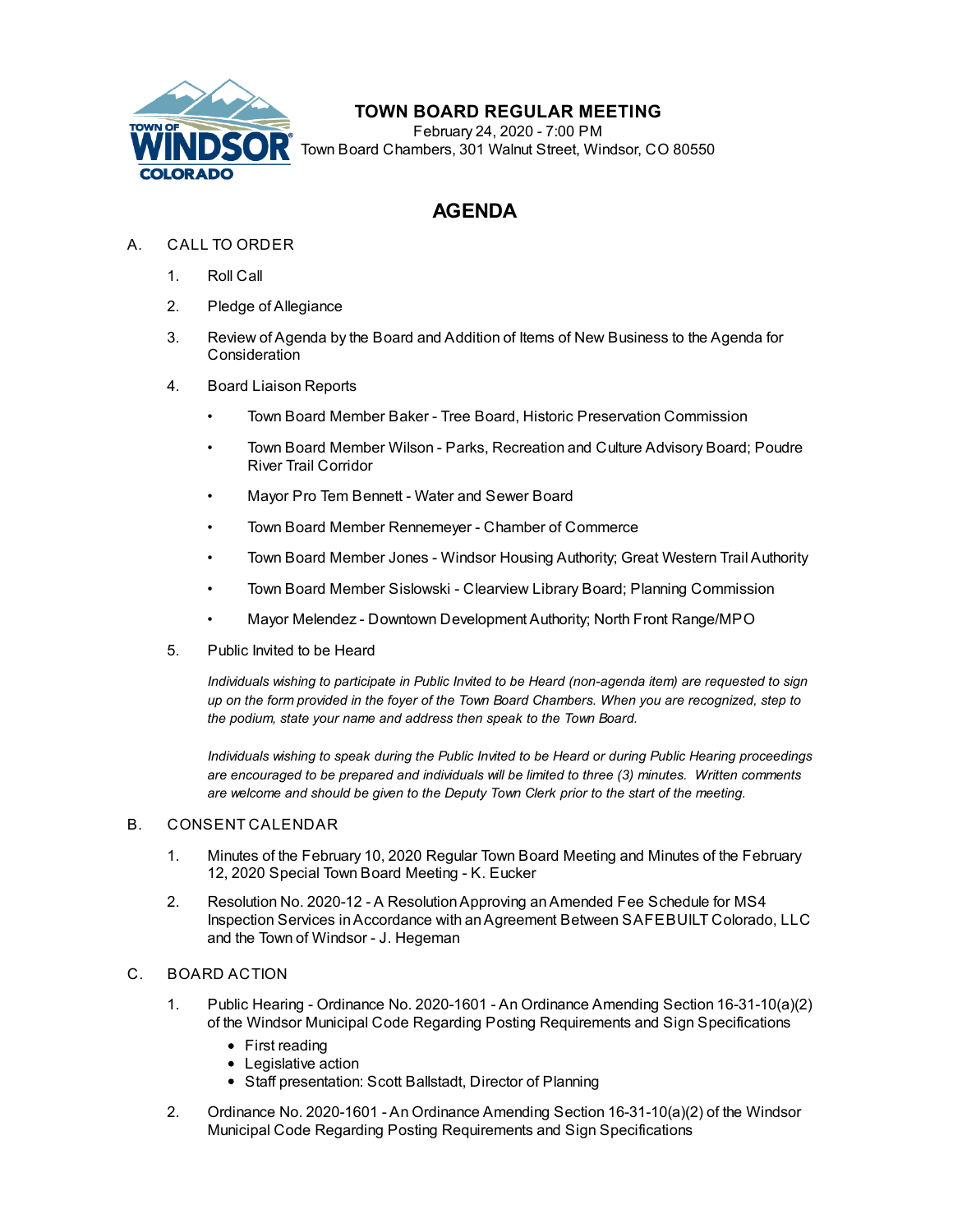# TOWN BOARD REGULAR MEETING

February 24, 2020 - 7:00 PM
Town Board Chambers, 301 Walnut Street, Windsor, CO 80550

## AGENDA

A. CALL TO ORDER

1. Roll Call
2. Pledge of Allegiance
3. Review of Agenda by the Board and Addition of Items of New Business to the Agenda for Consideration
4. Board Liaison Reports
   - Town Board Member Baker - Tree Board, Historic Preservation Commission
   - Town Board Member Wilson - Parks, Recreation and Culture Advisory Board; Poudre River Trail Corridor
   - Mayor Pro Tem Bennett - Water and Sewer Board
   - Town Board Member Rennemeyer - Chamber of Commerce
   - Town Board Member Jones - Windsor Housing Authority; Great Western Trail Authority
   - Town Board Member Sislowski - Clearview Library Board; Planning Commission
   - Mayor Melendez - Downtown Development Authority; North Front Range/MPO
5. Public Invited to be Heard

   *Individuals wishing to participate in Public Invited to be Heard (non-agenda item) are requested to sign up on the form provided in the foyer of the Town Board Chambers. When you are recognized, step to the podium, state your name and address then speak to the Town Board.*

   *Individuals wishing to speak during the Public Invited to be Heard or during Public Hearing proceedings are encouraged to be prepared and individuals will be limited to three (3) minutes. Written comments are welcome and should be given to the Deputy Town Clerk prior to the start of the meeting.*

B. CONSENT CALENDAR

1. Minutes of the February 10, 2020 Regular Town Board Meeting and Minutes of the February 12, 2020 Special Town Board Meeting - K. Eucker
2. Resolution No. 2020-12 - A Resolution Approving an Amended Fee Schedule for MS4 Inspection Services in Accordance with an Agreement Between SAFEBUILT Colorado, LLC and the Town of Windsor - J. Hegeman

C. BOARD ACTION

1. Public Hearing - Ordinance No. 2020-1601 - An Ordinance Amending Section 16-31-10(a)(2) of the Windsor Municipal Code Regarding Posting Requirements and Sign Specifications
   - First reading
   - Legislative action
   - Staff presentation: Scott Ballstadt, Director of Planning
2. Ordinance No. 2020-1601 - An Ordinance Amending Section 16-31-10(a)(2) of the Windsor Municipal Code Regarding Posting Requirements and Sign Specifications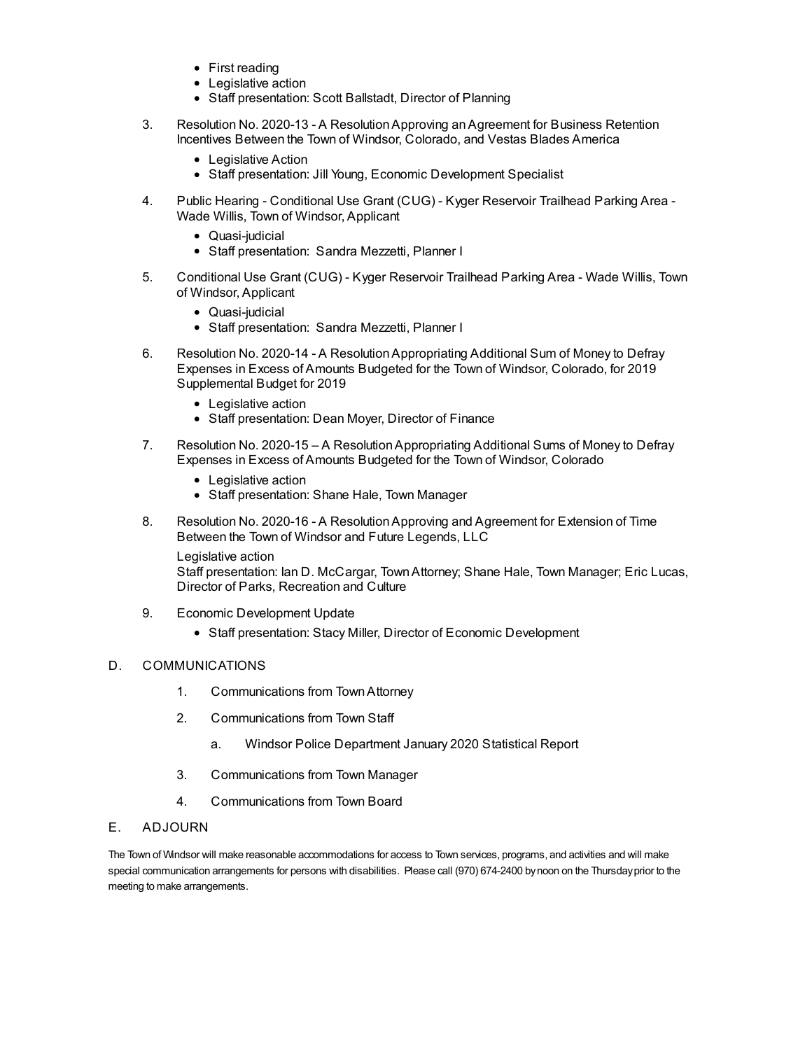- First reading
- Legislative action
- Staff presentation: Scott Ballstadt, Director of Planning

3. Resolution No. 2020-13 - A Resolution Approving an Agreement for Business Retention Incentives Between the Town of Windsor, Colorado, and Vestas Blades America
   - Legislative Action
   - Staff presentation: Jill Young, Economic Development Specialist

4. Public Hearing - Conditional Use Grant (CUG) - Kyger Reservoir Trailhead Parking Area - Wade Willis, Town of Windsor, Applicant
   - Quasi-judicial
   - Staff presentation: Sandra Mezzetti, Planner I

5. Conditional Use Grant (CUG) - Kyger Reservoir Trailhead Parking Area - Wade Willis, Town of Windsor, Applicant
   - Quasi-judicial
   - Staff presentation: Sandra Mezzetti, Planner I

6. Resolution No. 2020-14 - A Resolution Appropriating Additional Sum of Money to Defray Expenses in Excess of Amounts Budgeted for the Town of Windsor, Colorado, for 2019 Supplemental Budget for 2019
   - Legislative action
   - Staff presentation: Dean Moyer, Director of Finance

7. Resolution No. 2020-15 – A Resolution Appropriating Additional Sums of Money to Defray Expenses in Excess of Amounts Budgeted for the Town of Windsor, Colorado
   - Legislative action
   - Staff presentation: Shane Hale, Town Manager

8. Resolution No. 2020-16 - A Resolution Approving and Agreement for Extension of Time Between the Town of Windsor and Future Legends, LLC

   Legislative action
   Staff presentation: Ian D. McCargar, Town Attorney; Shane Hale, Town Manager; Eric Lucas, Director of Parks, Recreation and Culture

9. Economic Development Update
   - Staff presentation: Stacy Miller, Director of Economic Development

D. COMMUNICATIONS

1. Communications from Town Attorney
2. Communications from Town Staff
   a. Windsor Police Department January 2020 Statistical Report
3. Communications from Town Manager
4. Communications from Town Board

E. ADJOURN

The Town of Windsor will make reasonable accommodations for access to Town services, programs, and activities and will make special communication arrangements for persons with disabilities. Please call (970) 674-2400 by noon on the Thursday prior to the meeting to make arrangements.